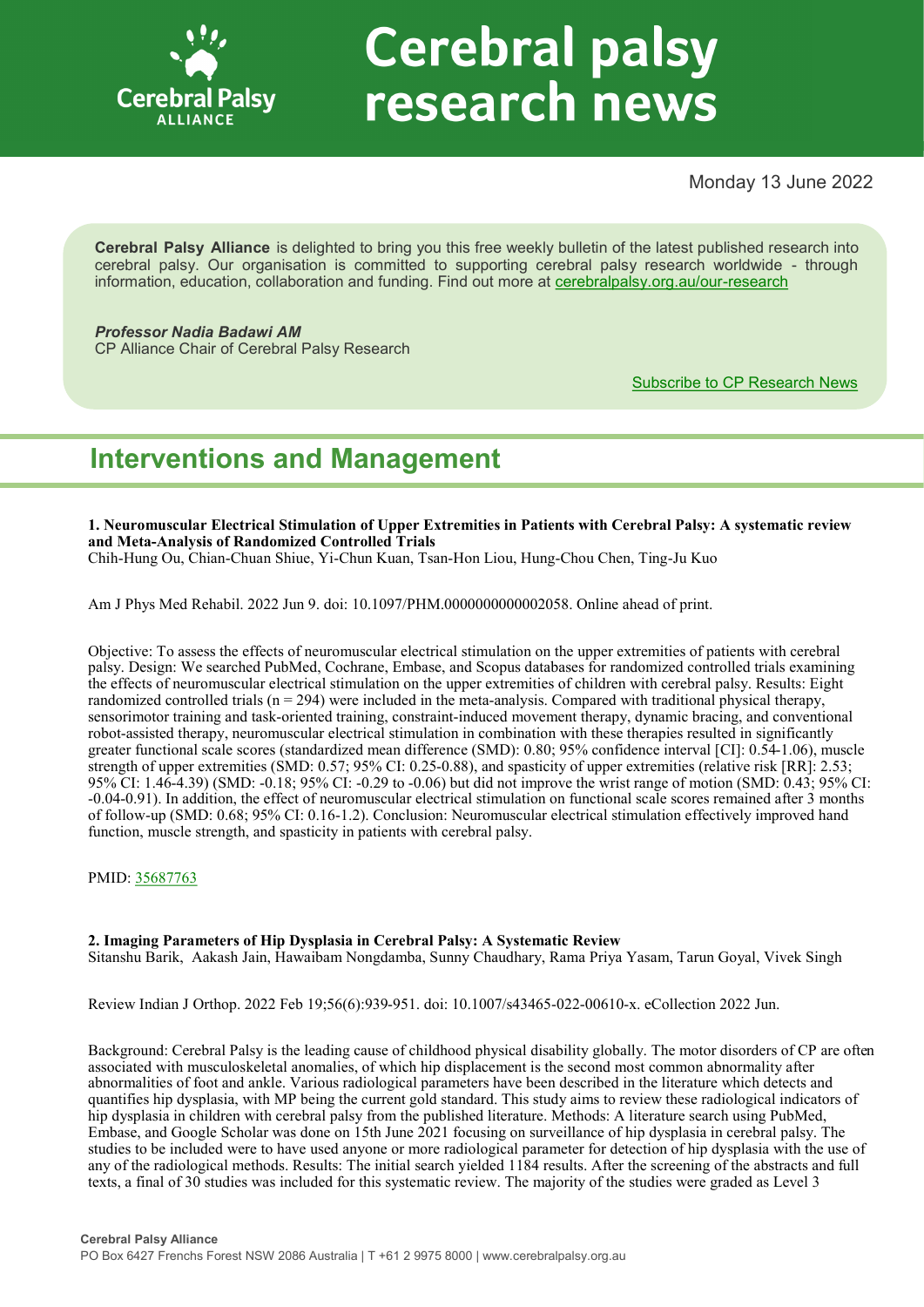# Cerebral palsy research news

Monday 13 June 2022

**Cerebral Palsy Alliance** is delighted to bring you this free weekly bulletin of the latest published research into cerebral palsy. Our organisation is committed to supporting cerebral palsy research worldwide - through information, education, collaboration and funding. Find out more at [cerebralpalsy.org.au/our-research](cerebralpalsy.org.au/our-research)

***Professor Nadia Badawi AM***
CP Alliance Chair of Cerebral Palsy Research

[Subscribe to CP Research News]()

## Interventions and Management

**1. Neuromuscular Electrical Stimulation of Upper Extremities in Patients with Cerebral Palsy: A systematic review and Meta-Analysis of Randomized Controlled Trials**
Chih-Hung Ou, Chian-Chuan Shiue, Yi-Chun Kuan, Tsan-Hon Liou, Hung-Chou Chen, Ting-Ju Kuo

Am J Phys Med Rehabil. 2022 Jun 9. doi: 10.1097/PHM.0000000000002058. Online ahead of print.

Objective: To assess the effects of neuromuscular electrical stimulation on the upper extremities of patients with cerebral palsy. Design: We searched PubMed, Cochrane, Embase, and Scopus databases for randomized controlled trials examining the effects of neuromuscular electrical stimulation on the upper extremities of children with cerebral palsy. Results: Eight randomized controlled trials (n = 294) were included in the meta-analysis. Compared with traditional physical therapy, sensorimotor training and task-oriented training, constraint-induced movement therapy, dynamic bracing, and conventional robot-assisted therapy, neuromuscular electrical stimulation in combination with these therapies resulted in significantly greater functional scale scores (standardized mean difference (SMD): 0.80; 95% confidence interval [CI]: 0.54-1.06), muscle strength of upper extremities (SMD: 0.57; 95% CI: 0.25-0.88), and spasticity of upper extremities (relative risk [RR]: 2.53; 95% CI: 1.46-4.39) (SMD: -0.18; 95% CI: -0.29 to -0.06) but did not improve the wrist range of motion (SMD: 0.43; 95% CI: -0.04-0.91). In addition, the effect of neuromuscular electrical stimulation on functional scale scores remained after 3 months of follow-up (SMD: 0.68; 95% CI: 0.16-1.2). Conclusion: Neuromuscular electrical stimulation effectively improved hand function, muscle strength, and spasticity in patients with cerebral palsy.

PMID: [35687763]()

**2. Imaging Parameters of Hip Dysplasia in Cerebral Palsy: A Systematic Review**
Sitanshu Barik, Aakash Jain, Hawaibam Nongdamba, Sunny Chaudhary, Rama Priya Yasam, Tarun Goyal, Vivek Singh

Review Indian J Orthop. 2022 Feb 19;56(6):939-951. doi: 10.1007/s43465-022-00610-x. eCollection 2022 Jun.

Background: Cerebral Palsy is the leading cause of childhood physical disability globally. The motor disorders of CP are often associated with musculoskeletal anomalies, of which hip displacement is the second most common abnormality after abnormalities of foot and ankle. Various radiological parameters have been described in the literature which detects and quantifies hip dysplasia, with MP being the current gold standard. This study aims to review these radiological indicators of hip dysplasia in children with cerebral palsy from the published literature. Methods: A literature search using PubMed, Embase, and Google Scholar was done on 15th June 2021 focusing on surveillance of hip dysplasia in cerebral palsy. The studies to be included were to have used anyone or more radiological parameter for detection of hip dysplasia with the use of any of the radiological methods. Results: The initial search yielded 1184 results. After the screening of the abstracts and full texts, a final of 30 studies was included for this systematic review. The majority of the studies were graded as Level 3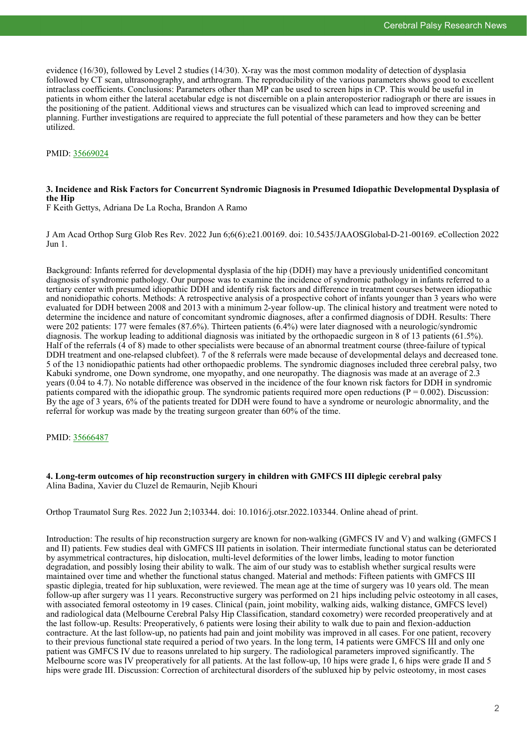evidence (16/30), followed by Level 2 studies (14/30). X-ray was the most common modality of detection of dysplasia followed by CT scan, ultrasonography, and arthrogram. The reproducibility of the various parameters shows good to excellent intraclass coefficients. Conclusions: Parameters other than MP can be used to screen hips in CP. This would be useful in patients in whom either the lateral acetabular edge is not discernible on a plain anteroposterior radiograph or there are issues in the positioning of the patient. Additional views and structures can be visualized which can lead to improved screening and planning. Further investigations are required to appreciate the full potential of these parameters and how they can be better utilized.

PMID: 35669024

### 3. Incidence and Risk Factors for Concurrent Syndromic Diagnosis in Presumed Idiopathic Developmental Dysplasia of the Hip

F Keith Gettys, Adriana De La Rocha, Brandon A Ramo

J Am Acad Orthop Surg Glob Res Rev. 2022 Jun 6;6(6):e21.00169. doi: 10.5435/JAAOSGlobal-D-21-00169. eCollection 2022 Jun 1.

Background: Infants referred for developmental dysplasia of the hip (DDH) may have a previously unidentified concomitant diagnosis of syndromic pathology. Our purpose was to examine the incidence of syndromic pathology in infants referred to a tertiary center with presumed idiopathic DDH and identify risk factors and difference in treatment courses between idiopathic and nonidiopathic cohorts. Methods: A retrospective analysis of a prospective cohort of infants younger than 3 years who were evaluated for DDH between 2008 and 2013 with a minimum 2-year follow-up. The clinical history and treatment were noted to determine the incidence and nature of concomitant syndromic diagnoses, after a confirmed diagnosis of DDH. Results: There were 202 patients: 177 were females (87.6%). Thirteen patients (6.4%) were later diagnosed with a neurologic/syndromic diagnosis. The workup leading to additional diagnosis was initiated by the orthopaedic surgeon in 8 of 13 patients (61.5%). Half of the referrals (4 of 8) made to other specialists were because of an abnormal treatment course (three-failure of typical DDH treatment and one-relapsed clubfeet). 7 of the 8 referrals were made because of developmental delays and decreased tone. 5 of the 13 nonidiopathic patients had other orthopaedic problems. The syndromic diagnoses included three cerebral palsy, two Kabuki syndrome, one Down syndrome, one myopathy, and one neuropathy. The diagnosis was made at an average of 2.3 years (0.04 to 4.7). No notable difference was observed in the incidence of the four known risk factors for DDH in syndromic patients compared with the idiopathic group. The syndromic patients required more open reductions ($P = 0.002$). Discussion: By the age of 3 years, 6% of the patients treated for DDH were found to have a syndrome or neurologic abnormality, and the referral for workup was made by the treating surgeon greater than 60% of the time.

PMID: 35666487

### 4. Long-term outcomes of hip reconstruction surgery in children with GMFCS III diplegic cerebral palsy

Alina Badina, Xavier du Cluzel de Remaurin, Nejib Khouri

Orthop Traumatol Surg Res. 2022 Jun 2;103344. doi: 10.1016/j.otsr.2022.103344. Online ahead of print.

Introduction: The results of hip reconstruction surgery are known for non-walking (GMFCS IV and V) and walking (GMFCS I and II) patients. Few studies deal with GMFCS III patients in isolation. Their intermediate functional status can be deteriorated by asymmetrical contractures, hip dislocation, multi-level deformities of the lower limbs, leading to motor function degradation, and possibly losing their ability to walk. The aim of our study was to establish whether surgical results were maintained over time and whether the functional status changed. Material and methods: Fifteen patients with GMFCS III spastic diplegia, treated for hip subluxation, were reviewed. The mean age at the time of surgery was 10 years old. The mean follow-up after surgery was 11 years. Reconstructive surgery was performed on 21 hips including pelvic osteotomy in all cases, with associated femoral osteotomy in 19 cases. Clinical (pain, joint mobility, walking aids, walking distance, GMFCS level) and radiological data (Melbourne Cerebral Palsy Hip Classification, standard coxometry) were recorded preoperatively and at the last follow-up. Results: Preoperatively, 6 patients were losing their ability to walk due to pain and flexion-adduction contracture. At the last follow-up, no patients had pain and joint mobility was improved in all cases. For one patient, recovery to their previous functional state required a period of two years. In the long term, 14 patients were GMFCS III and only one patient was GMFCS IV due to reasons unrelated to hip surgery. The radiological parameters improved significantly. The Melbourne score was IV preoperatively for all patients. At the last follow-up, 10 hips were grade I, 6 hips were grade II and 5 hips were grade III. Discussion: Correction of architectural disorders of the subluxed hip by pelvic osteotomy, in most cases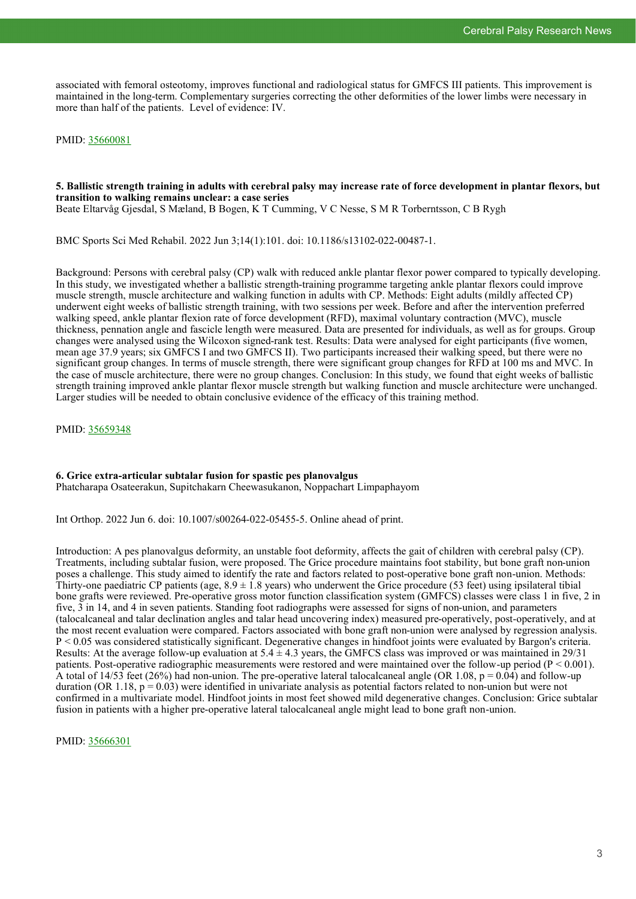associated with femoral osteotomy, improves functional and radiological status for GMFCS III patients. This improvement is maintained in the long-term. Complementary surgeries correcting the other deformities of the lower limbs were necessary in more than half of the patients. Level of evidence: IV.

PMID: [35660081](https://pubmed.ncbi.nlm.nih.gov/35660081)

### 5. Ballistic strength training in adults with cerebral palsy may increase rate of force development in plantar flexors, but transition to walking remains unclear: a case series

Beate Eltarvåg Gjesdal, S Mæland, B Bogen, K T Cumming, V C Nesse, S M R Torberntsson, C B Rygh

BMC Sports Sci Med Rehabil. 2022 Jun 3;14(1):101. doi: 10.1186/s13102-022-00487-1.

Background: Persons with cerebral palsy (CP) walk with reduced ankle plantar flexor power compared to typically developing. In this study, we investigated whether a ballistic strength-training programme targeting ankle plantar flexors could improve muscle strength, muscle architecture and walking function in adults with CP. Methods: Eight adults (mildly affected CP) underwent eight weeks of ballistic strength training, with two sessions per week. Before and after the intervention preferred walking speed, ankle plantar flexion rate of force development (RFD), maximal voluntary contraction (MVC), muscle thickness, pennation angle and fascicle length were measured. Data are presented for individuals, as well as for groups. Group changes were analysed using the Wilcoxon signed-rank test. Results: Data were analysed for eight participants (five women, mean age 37.9 years; six GMFCS I and two GMFCS II). Two participants increased their walking speed, but there were no significant group changes. In terms of muscle strength, there were significant group changes for RFD at 100 ms and MVC. In the case of muscle architecture, there were no group changes. Conclusion: In this study, we found that eight weeks of ballistic strength training improved ankle plantar flexor muscle strength but walking function and muscle architecture were unchanged. Larger studies will be needed to obtain conclusive evidence of the efficacy of this training method.

PMID: [35659348](https://pubmed.ncbi.nlm.nih.gov/35659348)

### 6. Grice extra-articular subtalar fusion for spastic pes planovalgus

Phatcharapa Osateerakun, Supitchakarn Cheewasukanon, Noppachart Limpaphayom

Int Orthop. 2022 Jun 6. doi: 10.1007/s00264-022-05455-5. Online ahead of print.

Introduction: A pes planovalgus deformity, an unstable foot deformity, affects the gait of children with cerebral palsy (CP). Treatments, including subtalar fusion, were proposed. The Grice procedure maintains foot stability, but bone graft non-union poses a challenge. This study aimed to identify the rate and factors related to post-operative bone graft non-union. Methods: Thirty-one paediatric CP patients (age, $8.9 \pm 1.8$ years) who underwent the Grice procedure (53 feet) using ipsilateral tibial bone grafts were reviewed. Pre-operative gross motor function classification system (GMFCS) classes were class 1 in five, 2 in five, 3 in 14, and 4 in seven patients. Standing foot radiographs were assessed for signs of non-union, and parameters (talocalcaneal and talar declination angles and talar head uncovering index) measured pre-operatively, post-operatively, and at the most recent evaluation were compared. Factors associated with bone graft non-union were analysed by regression analysis. $P < 0.05$ was considered statistically significant. Degenerative changes in hindfoot joints were evaluated by Bargon's criteria. Results: At the average follow-up evaluation at $5.4 \pm 4.3$ years, the GMFCS class was improved or was maintained in 29/31 patients. Post-operative radiographic measurements were restored and were maintained over the follow-up period ($P < 0.001$). A total of 14/53 feet (26%) had non-union. The pre-operative lateral talocalcaneal angle (OR 1.08, $p = 0.04$) and follow-up duration (OR 1.18, $p = 0.03$) were identified in univariate analysis as potential factors related to non-union but were not confirmed in a multivariate model. Hindfoot joints in most feet showed mild degenerative changes. Conclusion: Grice subtalar fusion in patients with a higher pre-operative lateral talocalcaneal angle might lead to bone graft non-union.

PMID: [35666301](https://pubmed.ncbi.nlm.nih.gov/35666301)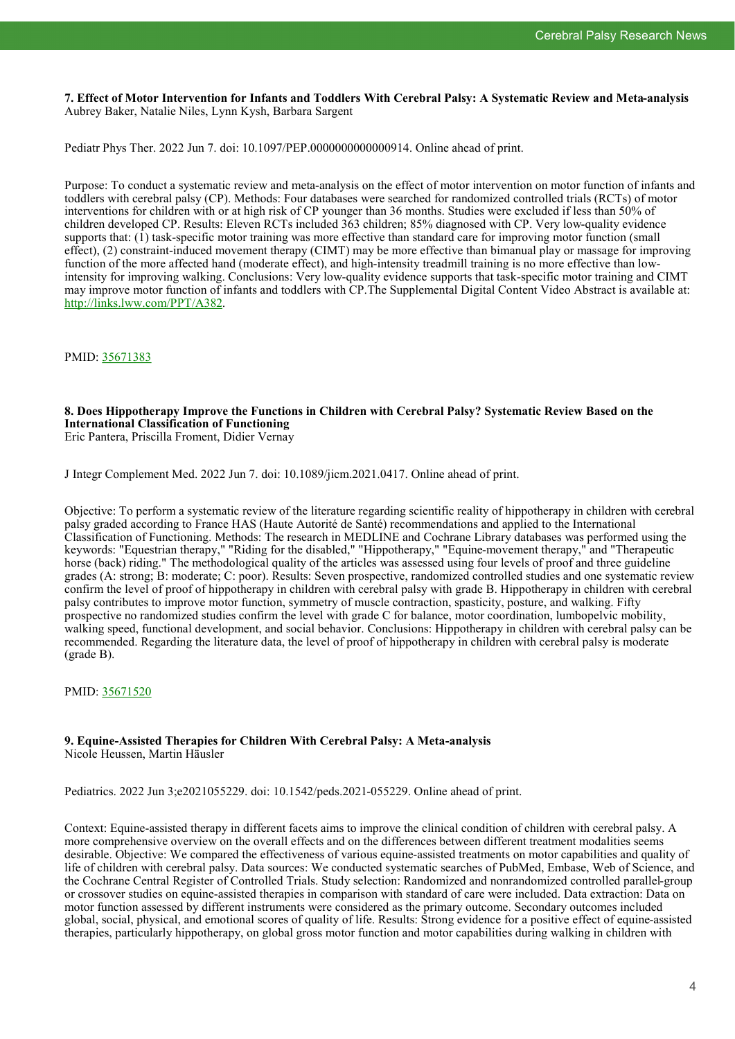### 7. Effect of Motor Intervention for Infants and Toddlers With Cerebral Palsy: A Systematic Review and Meta-analysis

Aubrey Baker, Natalie Niles, Lynn Kysh, Barbara Sargent

Pediatr Phys Ther. 2022 Jun 7. doi: 10.1097/PEP.0000000000000914. Online ahead of print.

Purpose: To conduct a systematic review and meta-analysis on the effect of motor intervention on motor function of infants and toddlers with cerebral palsy (CP). Methods: Four databases were searched for randomized controlled trials (RCTs) of motor interventions for children with or at high risk of CP younger than 36 months. Studies were excluded if less than 50% of children developed CP. Results: Eleven RCTs included 363 children; 85% diagnosed with CP. Very low-quality evidence supports that: (1) task-specific motor training was more effective than standard care for improving motor function (small effect), (2) constraint-induced movement therapy (CIMT) may be more effective than bimanual play or massage for improving function of the more affected hand (moderate effect), and high-intensity treadmill training is no more effective than low-intensity for improving walking. Conclusions: Very low-quality evidence supports that task-specific motor training and CIMT may improve motor function of infants and toddlers with CP.The Supplemental Digital Content Video Abstract is available at: http://links.lww.com/PPT/A382.

PMID: 35671383

### 8. Does Hippotherapy Improve the Functions in Children with Cerebral Palsy? Systematic Review Based on the International Classification of Functioning

Eric Pantera, Priscilla Froment, Didier Vernay

J Integr Complement Med. 2022 Jun 7. doi: 10.1089/jicm.2021.0417. Online ahead of print.

Objective: To perform a systematic review of the literature regarding scientific reality of hippotherapy in children with cerebral palsy graded according to France HAS (Haute Autorité de Santé) recommendations and applied to the International Classification of Functioning. Methods: The research in MEDLINE and Cochrane Library databases was performed using the keywords: "Equestrian therapy," "Riding for the disabled," "Hippotherapy," "Equine-movement therapy," and "Therapeutic horse (back) riding." The methodological quality of the articles was assessed using four levels of proof and three guideline grades (A: strong; B: moderate; C: poor). Results: Seven prospective, randomized controlled studies and one systematic review confirm the level of proof of hippotherapy in children with cerebral palsy with grade B. Hippotherapy in children with cerebral palsy contributes to improve motor function, symmetry of muscle contraction, spasticity, posture, and walking. Fifty prospective no randomized studies confirm the level with grade C for balance, motor coordination, lumbopelvic mobility, walking speed, functional development, and social behavior. Conclusions: Hippotherapy in children with cerebral palsy can be recommended. Regarding the literature data, the level of proof of hippotherapy in children with cerebral palsy is moderate (grade B).

PMID: 35671520

### 9. Equine-Assisted Therapies for Children With Cerebral Palsy: A Meta-analysis

Nicole Heussen, Martin Häusler

Pediatrics. 2022 Jun 3;e2021055229. doi: 10.1542/peds.2021-055229. Online ahead of print.

Context: Equine-assisted therapy in different facets aims to improve the clinical condition of children with cerebral palsy. A more comprehensive overview on the overall effects and on the differences between different treatment modalities seems desirable. Objective: We compared the effectiveness of various equine-assisted treatments on motor capabilities and quality of life of children with cerebral palsy. Data sources: We conducted systematic searches of PubMed, Embase, Web of Science, and the Cochrane Central Register of Controlled Trials. Study selection: Randomized and nonrandomized controlled parallel-group or crossover studies on equine-assisted therapies in comparison with standard of care were included. Data extraction: Data on motor function assessed by different instruments were considered as the primary outcome. Secondary outcomes included global, social, physical, and emotional scores of quality of life. Results: Strong evidence for a positive effect of equine-assisted therapies, particularly hippotherapy, on global gross motor function and motor capabilities during walking in children with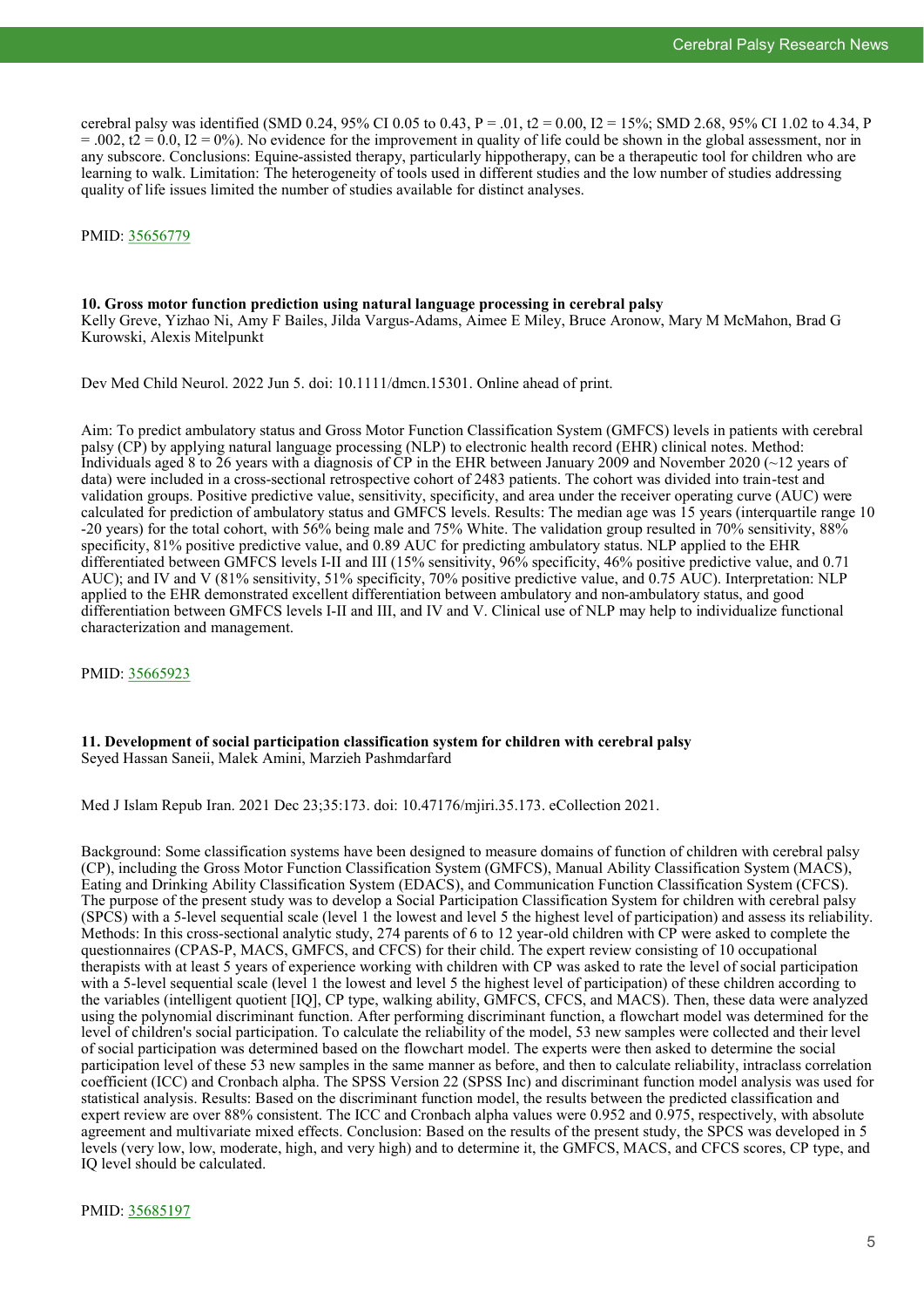cerebral palsy was identified (SMD 0.24, 95% CI 0.05 to 0.43, $P = .01$, $t^2 = 0.00$, $I^2 = 15\%$; SMD 2.68, 95% CI 1.02 to 4.34, $P = .002$, $t^2 = 0.0$, $I^2 = 0\%$). No evidence for the improvement in quality of life could be shown in the global assessment, nor in any subscore. Conclusions: Equine-assisted therapy, particularly hippotherapy, can be a therapeutic tool for children who are learning to walk. Limitation: The heterogeneity of tools used in different studies and the low number of studies addressing quality of life issues limited the number of studies available for distinct analyses.

PMID: 35656779

### 10. Gross motor function prediction using natural language processing in cerebral palsy

Kelly Greve, Yizhao Ni, Amy F Bailes, Jilda Vargus-Adams, Aimee E Miley, Bruce Aronow, Mary M McMahon, Brad G Kurowski, Alexis Mitelpunkt

Dev Med Child Neurol. 2022 Jun 5. doi: 10.1111/dmcn.15301. Online ahead of print.

Aim: To predict ambulatory status and Gross Motor Function Classification System (GMFCS) levels in patients with cerebral palsy (CP) by applying natural language processing (NLP) to electronic health record (EHR) clinical notes. Method: Individuals aged 8 to 26 years with a diagnosis of CP in the EHR between January 2009 and November 2020 (~12 years of data) were included in a cross-sectional retrospective cohort of 2483 patients. The cohort was divided into train-test and validation groups. Positive predictive value, sensitivity, specificity, and area under the receiver operating curve (AUC) were calculated for prediction of ambulatory status and GMFCS levels. Results: The median age was 15 years (interquartile range 10 -20 years) for the total cohort, with 56% being male and 75% White. The validation group resulted in 70% sensitivity, 88% specificity, 81% positive predictive value, and 0.89 AUC for predicting ambulatory status. NLP applied to the EHR differentiated between GMFCS levels I-II and III (15% sensitivity, 96% specificity, 46% positive predictive value, and 0.71 AUC); and IV and V (81% sensitivity, 51% specificity, 70% positive predictive value, and 0.75 AUC). Interpretation: NLP applied to the EHR demonstrated excellent differentiation between ambulatory and non-ambulatory status, and good differentiation between GMFCS levels I-II and III, and IV and V. Clinical use of NLP may help to individualize functional characterization and management.

PMID: 35665923

### 11. Development of social participation classification system for children with cerebral palsy

Seyed Hassan Saneii, Malek Amini, Marzieh Pashmdarfard

Med J Islam Repub Iran. 2021 Dec 23;35:173. doi: 10.47176/mjiri.35.173. eCollection 2021.

Background: Some classification systems have been designed to measure domains of function of children with cerebral palsy (CP), including the Gross Motor Function Classification System (GMFCS), Manual Ability Classification System (MACS), Eating and Drinking Ability Classification System (EDACS), and Communication Function Classification System (CFCS). The purpose of the present study was to develop a Social Participation Classification System for children with cerebral palsy (SPCS) with a 5-level sequential scale (level 1 the lowest and level 5 the highest level of participation) and assess its reliability. Methods: In this cross-sectional analytic study, 274 parents of 6 to 12 year-old children with CP were asked to complete the questionnaires (CPAS-P, MACS, GMFCS, and CFCS) for their child. The expert review consisting of 10 occupational therapists with at least 5 years of experience working with children with CP was asked to rate the level of social participation with a 5-level sequential scale (level 1 the lowest and level 5 the highest level of participation) of these children according to the variables (intelligent quotient [IQ], CP type, walking ability, GMFCS, CFCS, and MACS). Then, these data were analyzed using the polynomial discriminant function. After performing discriminant function, a flowchart model was determined for the level of children's social participation. To calculate the reliability of the model, 53 new samples were collected and their level of social participation was determined based on the flowchart model. The experts were then asked to determine the social participation level of these 53 new samples in the same manner as before, and then to calculate reliability, intraclass correlation coefficient (ICC) and Cronbach alpha. The SPSS Version 22 (SPSS Inc) and discriminant function model analysis was used for statistical analysis. Results: Based on the discriminant function model, the results between the predicted classification and expert review are over 88% consistent. The ICC and Cronbach alpha values were 0.952 and 0.975, respectively, with absolute agreement and multivariate mixed effects. Conclusion: Based on the results of the present study, the SPCS was developed in 5 levels (very low, low, moderate, high, and very high) and to determine it, the GMFCS, MACS, and CFCS scores, CP type, and IQ level should be calculated.

PMID: 35685197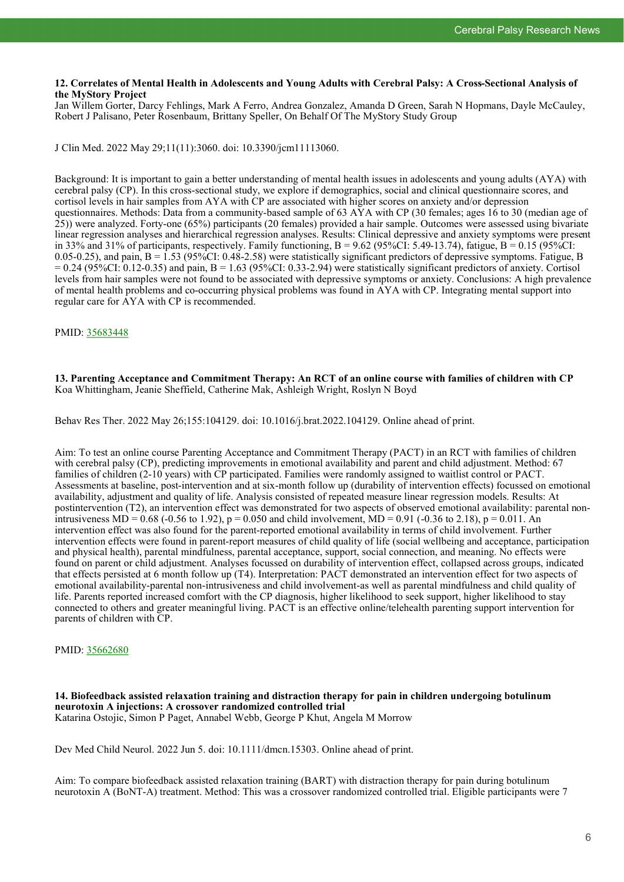**12. Correlates of Mental Health in Adolescents and Young Adults with Cerebral Palsy: A Cross-Sectional Analysis of the MyStory Project**

Jan Willem Gorter, Darcy Fehlings, Mark A Ferro, Andrea Gonzalez, Amanda D Green, Sarah N Hopmans, Dayle McCauley, Robert J Palisano, Peter Rosenbaum, Brittany Speller, On Behalf Of The MyStory Study Group

J Clin Med. 2022 May 29;11(11):3060. doi: 10.3390/jcm11113060.

Background: It is important to gain a better understanding of mental health issues in adolescents and young adults (AYA) with cerebral palsy (CP). In this cross-sectional study, we explore if demographics, social and clinical questionnaire scores, and cortisol levels in hair samples from AYA with CP are associated with higher scores on anxiety and/or depression questionnaires. Methods: Data from a community-based sample of 63 AYA with CP (30 females; ages 16 to 30 (median age of 25)) were analyzed. Forty-one (65%) participants (20 females) provided a hair sample. Outcomes were assessed using bivariate linear regression analyses and hierarchical regression analyses. Results: Clinical depressive and anxiety symptoms were present in 33% and 31% of participants, respectively. Family functioning, B = 9.62 (95%CI: 5.49-13.74), fatigue, B = 0.15 (95%CI: 0.05-0.25), and pain, B = 1.53 (95%CI: 0.48-2.58) were statistically significant predictors of depressive symptoms. Fatigue, B = 0.24 (95%CI: 0.12-0.35) and pain, B = 1.63 (95%CI: 0.33-2.94) were statistically significant predictors of anxiety. Cortisol levels from hair samples were not found to be associated with depressive symptoms or anxiety. Conclusions: A high prevalence of mental health problems and co-occurring physical problems was found in AYA with CP. Integrating mental support into regular care for AYA with CP is recommended.

PMID: 35683448

**13. Parenting Acceptance and Commitment Therapy: An RCT of an online course with families of children with CP**

Koa Whittingham, Jeanie Sheffield, Catherine Mak, Ashleigh Wright, Roslyn N Boyd

Behav Res Ther. 2022 May 26;155:104129. doi: 10.1016/j.brat.2022.104129. Online ahead of print.

Aim: To test an online course Parenting Acceptance and Commitment Therapy (PACT) in an RCT with families of children with cerebral palsy (CP), predicting improvements in emotional availability and parent and child adjustment. Method: 67 families of children (2-10 years) with CP participated. Families were randomly assigned to waitlist control or PACT. Assessments at baseline, post-intervention and at six-month follow up (durability of intervention effects) focussed on emotional availability, adjustment and quality of life. Analysis consisted of repeated measure linear regression models. Results: At postintervention (T2), an intervention effect was demonstrated for two aspects of observed emotional availability: parental non-intrusiveness MD = 0.68 (-0.56 to 1.92), p = 0.050 and child involvement, MD = 0.91 (-0.36 to 2.18), p = 0.011. An intervention effect was also found for the parent-reported emotional availability in terms of child involvement. Further intervention effects were found in parent-report measures of child quality of life (social wellbeing and acceptance, participation and physical health), parental mindfulness, parental acceptance, support, social connection, and meaning. No effects were found on parent or child adjustment. Analyses focussed on durability of intervention effect, collapsed across groups, indicated that effects persisted at 6 month follow up (T4). Interpretation: PACT demonstrated an intervention effect for two aspects of emotional availability-parental non-intrusiveness and child involvement-as well as parental mindfulness and child quality of life. Parents reported increased comfort with the CP diagnosis, higher likelihood to seek support, higher likelihood to stay connected to others and greater meaningful living. PACT is an effective online/telehealth parenting support intervention for parents of children with CP.

PMID: 35662680

**14. Biofeedback assisted relaxation training and distraction therapy for pain in children undergoing botulinum neurotoxin A injections: A crossover randomized controlled trial**

Katarina Ostojic, Simon P Paget, Annabel Webb, George P Khut, Angela M Morrow

Dev Med Child Neurol. 2022 Jun 5. doi: 10.1111/dmcn.15303. Online ahead of print.

Aim: To compare biofeedback assisted relaxation training (BART) with distraction therapy for pain during botulinum neurotoxin A (BoNT-A) treatment. Method: This was a crossover randomized controlled trial. Eligible participants were 7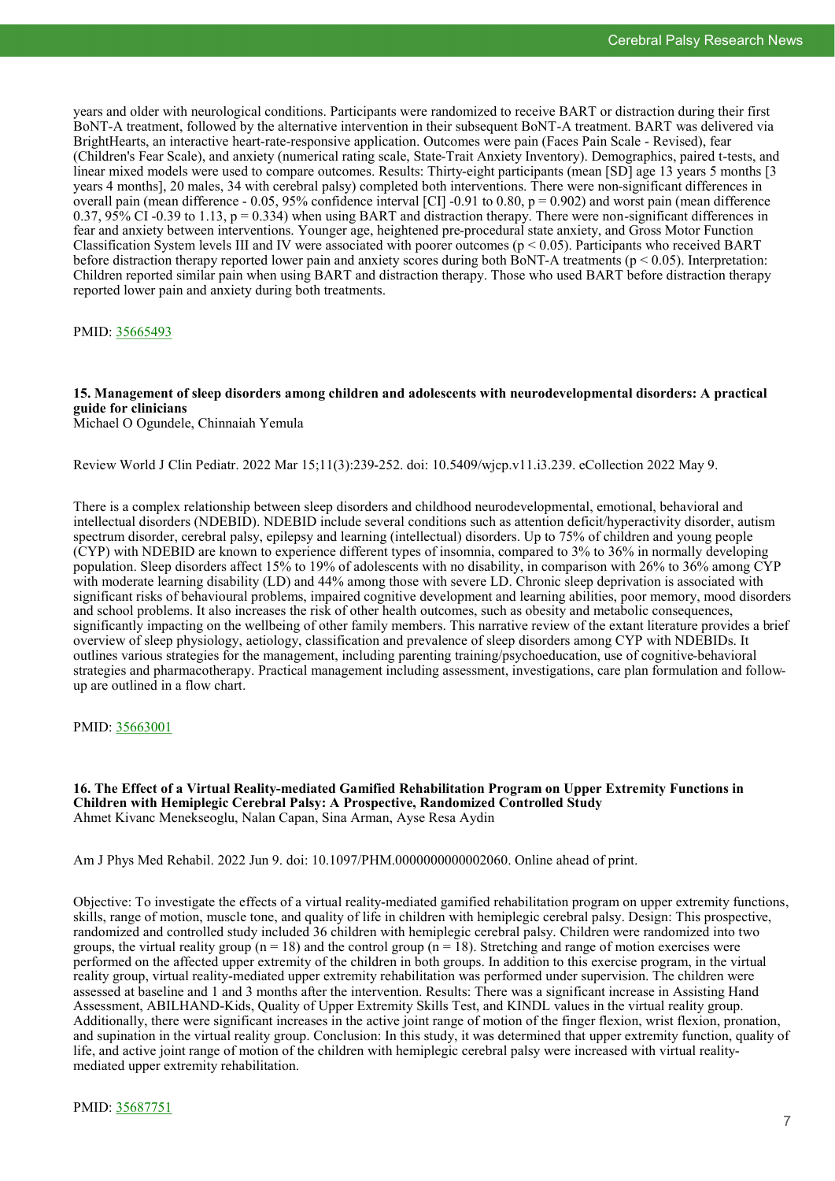years and older with neurological conditions. Participants were randomized to receive BART or distraction during their first BoNT-A treatment, followed by the alternative intervention in their subsequent BoNT-A treatment. BART was delivered via BrightHearts, an interactive heart-rate-responsive application. Outcomes were pain (Faces Pain Scale - Revised), fear (Children's Fear Scale), and anxiety (numerical rating scale, State-Trait Anxiety Inventory). Demographics, paired t-tests, and linear mixed models were used to compare outcomes. Results: Thirty-eight participants (mean [SD] age 13 years 5 months [3 years 4 months], 20 males, 34 with cerebral palsy) completed both interventions. There were non-significant differences in overall pain (mean difference - 0.05, 95% confidence interval [CI] -0.91 to 0.80, $p = 0.902$) and worst pain (mean difference 0.37, 95% CI -0.39 to 1.13, $p = 0.334$) when using BART and distraction therapy. There were non-significant differences in fear and anxiety between interventions. Younger age, heightened pre-procedural state anxiety, and Gross Motor Function Classification System levels III and IV were associated with poorer outcomes ($p < 0.05$). Participants who received BART before distraction therapy reported lower pain and anxiety scores during both BoNT-A treatments ($p < 0.05$). Interpretation: Children reported similar pain when using BART and distraction therapy. Those who used BART before distraction therapy reported lower pain and anxiety during both treatments.

PMID: 35665493

### 15. Management of sleep disorders among children and adolescents with neurodevelopmental disorders: A practical guide for clinicians

Michael O Ogundele, Chinnaiah Yemula

Review World J Clin Pediatr. 2022 Mar 15;11(3):239-252. doi: 10.5409/wjcp.v11.i3.239. eCollection 2022 May 9.

There is a complex relationship between sleep disorders and childhood neurodevelopmental, emotional, behavioral and intellectual disorders (NDEBID). NDEBID include several conditions such as attention deficit/hyperactivity disorder, autism spectrum disorder, cerebral palsy, epilepsy and learning (intellectual) disorders. Up to 75% of children and young people (CYP) with NDEBID are known to experience different types of insomnia, compared to 3% to 36% in normally developing population. Sleep disorders affect 15% to 19% of adolescents with no disability, in comparison with 26% to 36% among CYP with moderate learning disability (LD) and 44% among those with severe LD. Chronic sleep deprivation is associated with significant risks of behavioural problems, impaired cognitive development and learning abilities, poor memory, mood disorders and school problems. It also increases the risk of other health outcomes, such as obesity and metabolic consequences, significantly impacting on the wellbeing of other family members. This narrative review of the extant literature provides a brief overview of sleep physiology, aetiology, classification and prevalence of sleep disorders among CYP with NDEBIDs. It outlines various strategies for the management, including parenting training/psychoeducation, use of cognitive-behavioral strategies and pharmacotherapy. Practical management including assessment, investigations, care plan formulation and follow-up are outlined in a flow chart.

PMID: 35663001

### 16. The Effect of a Virtual Reality-mediated Gamified Rehabilitation Program on Upper Extremity Functions in Children with Hemiplegic Cerebral Palsy: A Prospective, Randomized Controlled Study

Ahmet Kivanc Menekseoglu, Nalan Capan, Sina Arman, Ayse Resa Aydin

Am J Phys Med Rehabil. 2022 Jun 9. doi: 10.1097/PHM.0000000000002060. Online ahead of print.

Objective: To investigate the effects of a virtual reality-mediated gamified rehabilitation program on upper extremity functions, skills, range of motion, muscle tone, and quality of life in children with hemiplegic cerebral palsy. Design: This prospective, randomized and controlled study included 36 children with hemiplegic cerebral palsy. Children were randomized into two groups, the virtual reality group ($n = 18$) and the control group ($n = 18$). Stretching and range of motion exercises were performed on the affected upper extremity of the children in both groups. In addition to this exercise program, in the virtual reality group, virtual reality-mediated upper extremity rehabilitation was performed under supervision. The children were assessed at baseline and 1 and 3 months after the intervention. Results: There was a significant increase in Assisting Hand Assessment, ABILHAND-Kids, Quality of Upper Extremity Skills Test, and KINDL values in the virtual reality group. Additionally, there were significant increases in the active joint range of motion of the finger flexion, wrist flexion, pronation, and supination in the virtual reality group. Conclusion: In this study, it was determined that upper extremity function, quality of life, and active joint range of motion of the children with hemiplegic cerebral palsy were increased with virtual reality-mediated upper extremity rehabilitation.

PMID: 35687751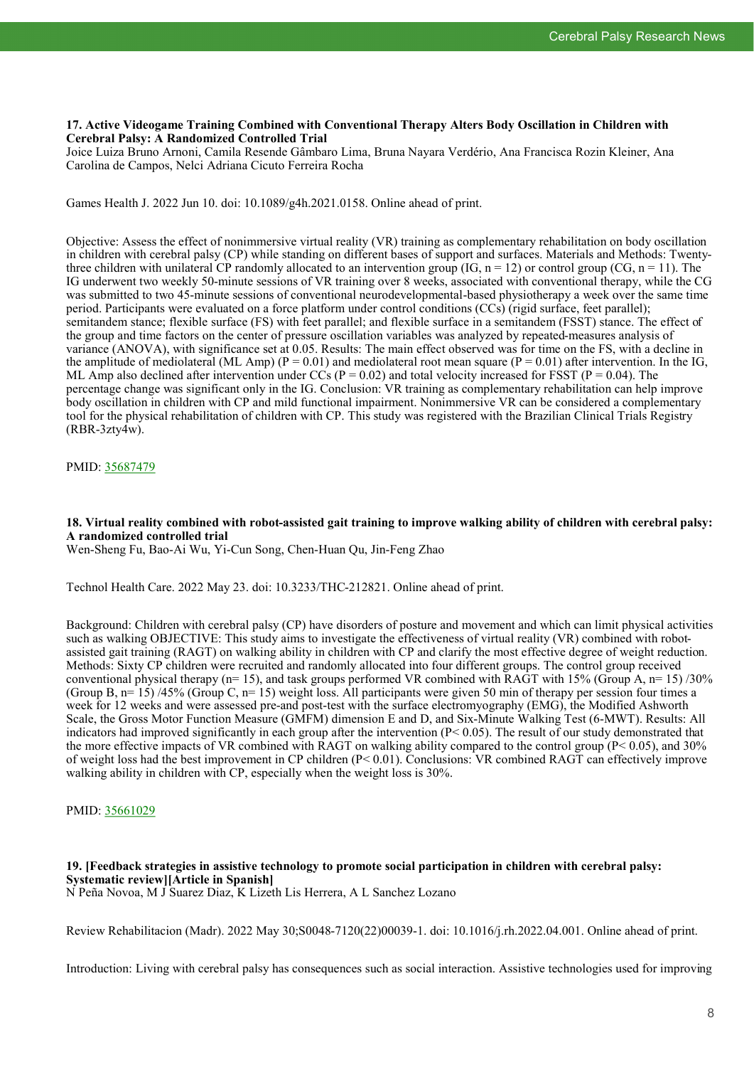**17. Active Videogame Training Combined with Conventional Therapy Alters Body Oscillation in Children with Cerebral Palsy: A Randomized Controlled Trial**
Joice Luiza Bruno Arnoni, Camila Resende Gâmbaro Lima, Bruna Nayara Verdério, Ana Francisca Rozin Kleiner, Ana Carolina de Campos, Nelci Adriana Cicuto Ferreira Rocha

Games Health J. 2022 Jun 10. doi: 10.1089/g4h.2021.0158. Online ahead of print.

Objective: Assess the effect of nonimmersive virtual reality (VR) training as complementary rehabilitation on body oscillation in children with cerebral palsy (CP) while standing on different bases of support and surfaces. Materials and Methods: Twenty-three children with unilateral CP randomly allocated to an intervention group (IG, $n = 12$) or control group (CG, $n = 11$). The IG underwent two weekly 50-minute sessions of VR training over 8 weeks, associated with conventional therapy, while the CG was submitted to two 45-minute sessions of conventional neurodevelopmental-based physiotherapy a week over the same time period. Participants were evaluated on a force platform under control conditions (CCs) (rigid surface, feet parallel); semitandem stance; flexible surface (FS) with feet parallel; and flexible surface in a semitandem (FSST) stance. The effect of the group and time factors on the center of pressure oscillation variables was analyzed by repeated-measures analysis of variance (ANOVA), with significance set at 0.05. Results: The main effect observed was for time on the FS, with a decline in the amplitude of mediolateral (ML Amp) ($P = 0.01$) and mediolateral root mean square ($P = 0.01$) after intervention. In the IG, ML Amp also declined after intervention under CCs ($P = 0.02$) and total velocity increased for FSST ($P = 0.04$). The percentage change was significant only in the IG. Conclusion: VR training as complementary rehabilitation can help improve body oscillation in children with CP and mild functional impairment. Nonimmersive VR can be considered a complementary tool for the physical rehabilitation of children with CP. This study was registered with the Brazilian Clinical Trials Registry (RBR-3zty4w).

PMID: 35687479

**18. Virtual reality combined with robot-assisted gait training to improve walking ability of children with cerebral palsy: A randomized controlled trial**
Wen-Sheng Fu, Bao-Ai Wu, Yi-Cun Song, Chen-Huan Qu, Jin-Feng Zhao

Technol Health Care. 2022 May 23. doi: 10.3233/THC-212821. Online ahead of print.

Background: Children with cerebral palsy (CP) have disorders of posture and movement and which can limit physical activities such as walking OBJECTIVE: This study aims to investigate the effectiveness of virtual reality (VR) combined with robot-assisted gait training (RAGT) on walking ability in children with CP and clarify the most effective degree of weight reduction. Methods: Sixty CP children were recruited and randomly allocated into four different groups. The control group received conventional physical therapy ($n = 15$), and task groups performed VR combined with RAGT with 15% (Group A, $n = 15$) /30% (Group B, $n = 15$) /45% (Group C, $n = 15$) weight loss. All participants were given 50 min of therapy per session four times a week for 12 weeks and were assessed pre-and post-test with the surface electromyography (EMG), the Modified Ashworth Scale, the Gross Motor Function Measure (GMFM) dimension E and D, and Six-Minute Walking Test (6-MWT). Results: All indicators had improved significantly in each group after the intervention ($P < 0.05$). The result of our study demonstrated that the more effective impacts of VR combined with RAGT on walking ability compared to the control group ($P < 0.05$), and 30% of weight loss had the best improvement in CP children ($P < 0.01$). Conclusions: VR combined RAGT can effectively improve walking ability in children with CP, especially when the weight loss is 30%.

PMID: 35661029

**19. [Feedback strategies in assistive technology to promote social participation in children with cerebral palsy: Systematic review][Article in Spanish]**
N Peña Novoa, M J Suarez Diaz, K Lizeth Lis Herrera, A L Sanchez Lozano

Review Rehabilitacion (Madr). 2022 May 30;S0048-7120(22)00039-1. doi: 10.1016/j.rh.2022.04.001. Online ahead of print.

Introduction: Living with cerebral palsy has consequences such as social interaction. Assistive technologies used for improving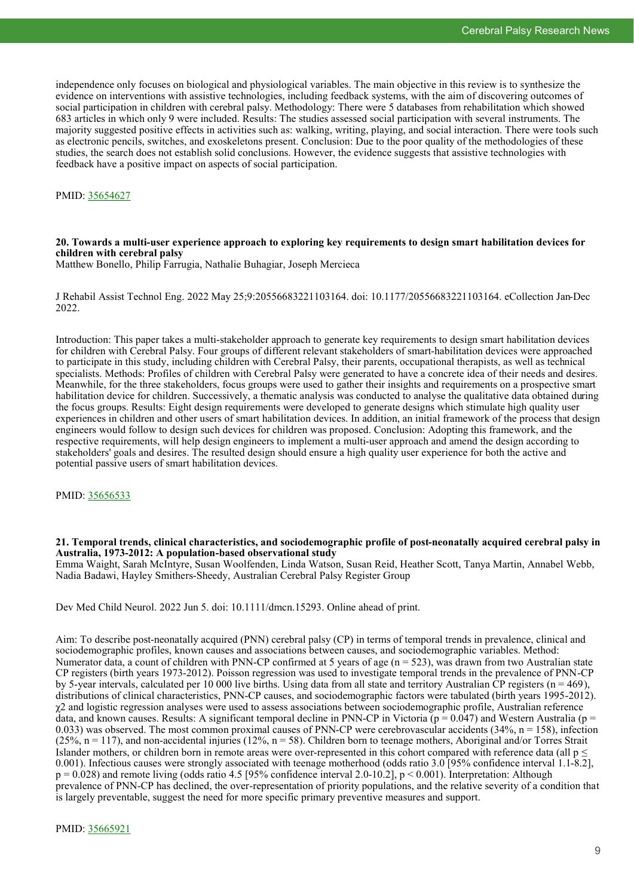independence only focuses on biological and physiological variables. The main objective in this review is to synthesize the evidence on interventions with assistive technologies, including feedback systems, with the aim of discovering outcomes of social participation in children with cerebral palsy. Methodology: There were 5 databases from rehabilitation which showed 683 articles in which only 9 were included. Results: The studies assessed social participation with several instruments. The majority suggested positive effects in activities such as: walking, writing, playing, and social interaction. There were tools such as electronic pencils, switches, and exoskeletons present. Conclusion: Due to the poor quality of the methodologies of these studies, the search does not establish solid conclusions. However, the evidence suggests that assistive technologies with feedback have a positive impact on aspects of social participation.

PMID: 35654627

**20. Towards a multi-user experience approach to exploring key requirements to design smart habilitation devices for children with cerebral palsy**

Matthew Bonello, Philip Farrugia, Nathalie Buhagiar, Joseph Mercieca

J Rehabil Assist Technol Eng. 2022 May 25;9:20556683221103164. doi: 10.1177/20556683221103164. eCollection Jan-Dec 2022.

Introduction: This paper takes a multi-stakeholder approach to generate key requirements to design smart habilitation devices for children with Cerebral Palsy. Four groups of different relevant stakeholders of smart-habilitation devices were approached to participate in this study, including children with Cerebral Palsy, their parents, occupational therapists, as well as technical specialists. Methods: Profiles of children with Cerebral Palsy were generated to have a concrete idea of their needs and desires. Meanwhile, for the three stakeholders, focus groups were used to gather their insights and requirements on a prospective smart habilitation device for children. Successively, a thematic analysis was conducted to analyse the qualitative data obtained during the focus groups. Results: Eight design requirements were developed to generate designs which stimulate high quality user experiences in children and other users of smart habilitation devices. In addition, an initial framework of the process that design engineers would follow to design such devices for children was proposed. Conclusion: Adopting this framework, and the respective requirements, will help design engineers to implement a multi-user approach and amend the design according to stakeholders' goals and desires. The resulted design should ensure a high quality user experience for both the active and potential passive users of smart habilitation devices.

PMID: 35656533

**21. Temporal trends, clinical characteristics, and sociodemographic profile of post-neonatally acquired cerebral palsy in Australia, 1973-2012: A population-based observational study**

Emma Waight, Sarah McIntyre, Susan Woolfenden, Linda Watson, Susan Reid, Heather Scott, Tanya Martin, Annabel Webb, Nadia Badawi, Hayley Smithers-Sheedy, Australian Cerebral Palsy Register Group

Dev Med Child Neurol. 2022 Jun 5. doi: 10.1111/dmcn.15293. Online ahead of print.

Aim: To describe post-neonatally acquired (PNN) cerebral palsy (CP) in terms of temporal trends in prevalence, clinical and sociodemographic profiles, known causes and associations between causes, and sociodemographic variables. Method: Numerator data, a count of children with PNN-CP confirmed at 5 years of age ($n = 523$), was drawn from two Australian state CP registers (birth years 1973-2012). Poisson regression was used to investigate temporal trends in the prevalence of PNN-CP by 5-year intervals, calculated per 10 000 live births. Using data from all state and territory Australian CP registers ($n = 469$), distributions of clinical characteristics, PNN-CP causes, and sociodemographic factors were tabulated (birth years 1995-2012). $\chi^2$ and logistic regression analyses were used to assess associations between sociodemographic profile, Australian reference data, and known causes. Results: A significant temporal decline in PNN-CP in Victoria ($p = 0.047$) and Western Australia ($p = 0.033$) was observed. The most common proximal causes of PNN-CP were cerebrovascular accidents (34%, $n = 158$), infection (25%, $n = 117$), and non-accidental injuries (12%, $n = 58$). Children born to teenage mothers, Aboriginal and/or Torres Strait Islander mothers, or children born in remote areas were over-represented in this cohort compared with reference data (all $p \leq 0.001$). Infectious causes were strongly associated with teenage motherhood (odds ratio 3.0 [95% confidence interval 1.1-8.2], $p = 0.028$) and remote living (odds ratio 4.5 [95% confidence interval 2.0-10.2], $p < 0.001$). Interpretation: Although prevalence of PNN-CP has declined, the over-representation of priority populations, and the relative severity of a condition that is largely preventable, suggest the need for more specific primary preventive measures and support.

PMID: 35665921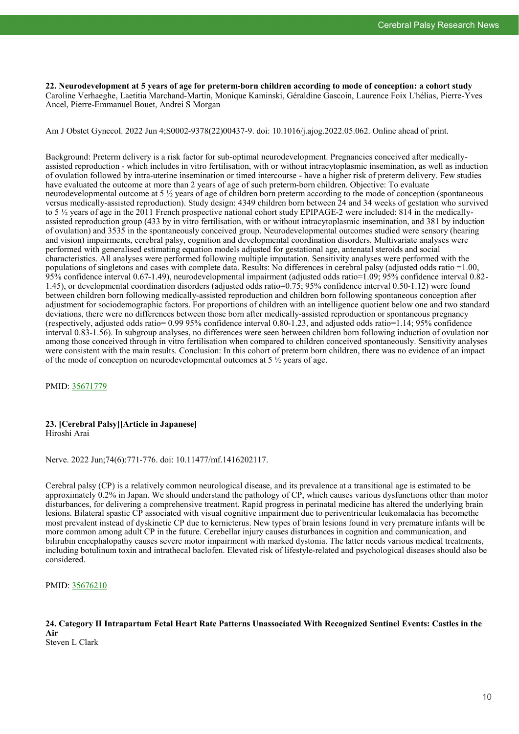**22. Neurodevelopment at 5 years of age for preterm-born children according to mode of conception: a cohort study**
Caroline Verhaeghe, Laetitia Marchand-Martin, Monique Kaminski, Géraldine Gascoin, Laurence Foix L'hélias, Pierre-Yves Ancel, Pierre-Emmanuel Bouet, Andrei S Morgan

Am J Obstet Gynecol. 2022 Jun 4;S0002-9378(22)00437-9. doi: 10.1016/j.ajog.2022.05.062. Online ahead of print.

Background: Preterm delivery is a risk factor for sub-optimal neurodevelopment. Pregnancies conceived after medically-assisted reproduction - which includes in vitro fertilisation, with or without intracytoplasmic insemination, as well as induction of ovulation followed by intra-uterine insemination or timed intercourse - have a higher risk of preterm delivery. Few studies have evaluated the outcome at more than 2 years of age of such preterm-born children. Objective: To evaluate neurodevelopmental outcome at 5 ½ years of age of children born preterm according to the mode of conception (spontaneous versus medically-assisted reproduction). Study design: 4349 children born between 24 and 34 weeks of gestation who survived to 5 ½ years of age in the 2011 French prospective national cohort study EPIPAGE-2 were included: 814 in the medically-assisted reproduction group (433 by in vitro fertilisation, with or without intracytoplasmic insemination, and 381 by induction of ovulation) and 3535 in the spontaneously conceived group. Neurodevelopmental outcomes studied were sensory (hearing and vision) impairments, cerebral palsy, cognition and developmental coordination disorders. Multivariate analyses were performed with generalised estimating equation models adjusted for gestational age, antenatal steroids and social characteristics. All analyses were performed following multiple imputation. Sensitivity analyses were performed with the populations of singletons and cases with complete data. Results: No differences in cerebral palsy (adjusted odds ratio =1.00, 95% confidence interval 0.67-1.49), neurodevelopmental impairment (adjusted odds ratio=1.09; 95% confidence interval 0.82-1.45), or developmental coordination disorders (adjusted odds ratio=0.75; 95% confidence interval 0.50-1.12) were found between children born following medically-assisted reproduction and children born following spontaneous conception after adjustment for sociodemographic factors. For proportions of children with an intelligence quotient below one and two standard deviations, there were no differences between those born after medically-assisted reproduction or spontaneous pregnancy (respectively, adjusted odds ratio= 0.99 95% confidence interval 0.80-1.23, and adjusted odds ratio=1.14; 95% confidence interval 0.83-1.56). In subgroup analyses, no differences were seen between children born following induction of ovulation nor among those conceived through in vitro fertilisation when compared to children conceived spontaneously. Sensitivity analyses were consistent with the main results. Conclusion: In this cohort of preterm born children, there was no evidence of an impact of the mode of conception on neurodevelopmental outcomes at 5 ½ years of age.

PMID: 35671779

**23. [Cerebral Palsy][Article in Japanese]**
Hiroshi Arai

Nerve. 2022 Jun;74(6):771-776. doi: 10.11477/mf.1416202117.

Cerebral palsy (CP) is a relatively common neurological disease, and its prevalence at a transitional age is estimated to be approximately 0.2% in Japan. We should understand the pathology of CP, which causes various dysfunctions other than motor disturbances, for delivering a comprehensive treatment. Rapid progress in perinatal medicine has altered the underlying brain lesions. Bilateral spastic CP associated with visual cognitive impairment due to periventricular leukomalacia has becomethe most prevalent instead of dyskinetic CP due to kernicterus. New types of brain lesions found in very premature infants will be more common among adult CP in the future. Cerebellar injury causes disturbances in cognition and communication, and bilirubin encephalopathy causes severe motor impairment with marked dystonia. The latter needs various medical treatments, including botulinum toxin and intrathecal baclofen. Elevated risk of lifestyle-related and psychological diseases should also be considered.

PMID: 35676210

**24. Category II Intrapartum Fetal Heart Rate Patterns Unassociated With Recognized Sentinel Events: Castles in the Air**
Steven L Clark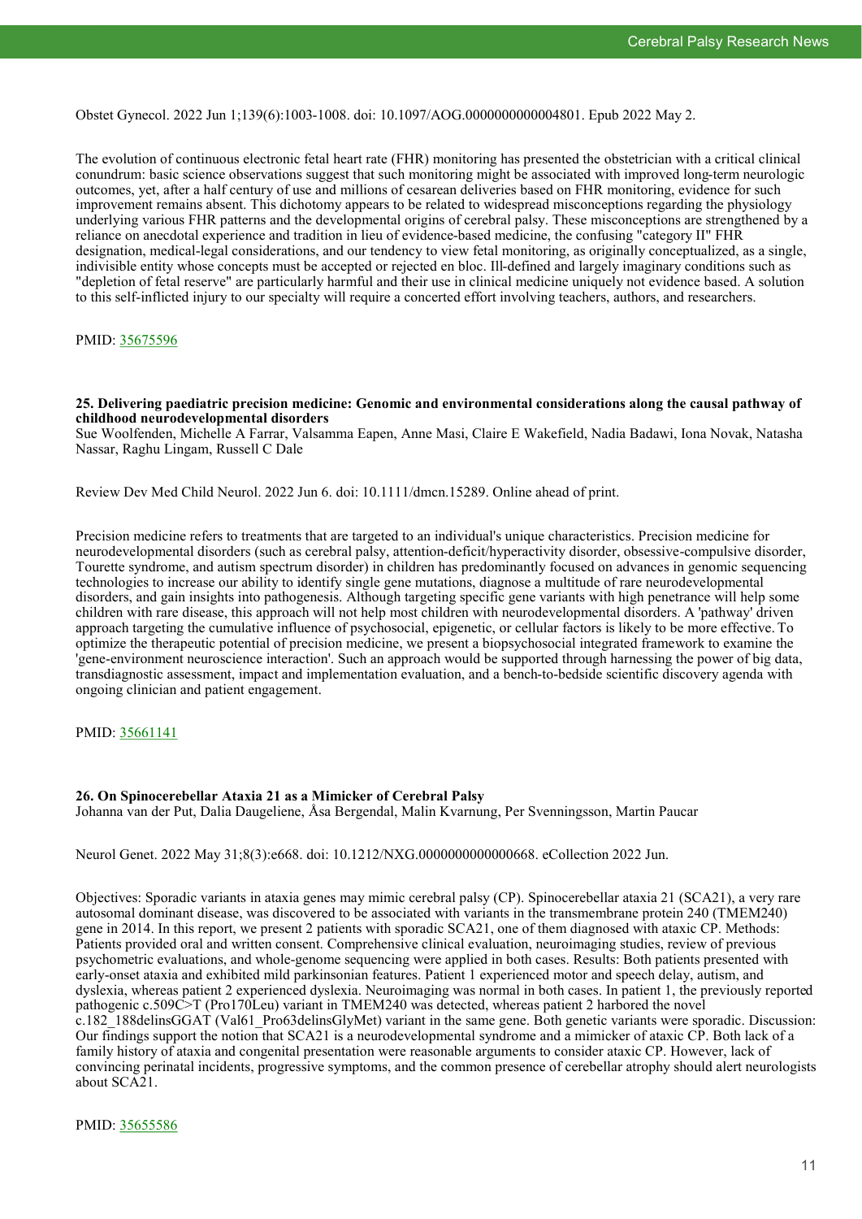Obstet Gynecol. 2022 Jun 1;139(6):1003-1008. doi: 10.1097/AOG.0000000000004801. Epub 2022 May 2.

The evolution of continuous electronic fetal heart rate (FHR) monitoring has presented the obstetrician with a critical clinical conundrum: basic science observations suggest that such monitoring might be associated with improved long-term neurologic outcomes, yet, after a half century of use and millions of cesarean deliveries based on FHR monitoring, evidence for such improvement remains absent. This dichotomy appears to be related to widespread misconceptions regarding the physiology underlying various FHR patterns and the developmental origins of cerebral palsy. These misconceptions are strengthened by a reliance on anecdotal experience and tradition in lieu of evidence-based medicine, the confusing "category II" FHR designation, medical-legal considerations, and our tendency to view fetal monitoring, as originally conceptualized, as a single, indivisible entity whose concepts must be accepted or rejected en bloc. Ill-defined and largely imaginary conditions such as "depletion of fetal reserve" are particularly harmful and their use in clinical medicine uniquely not evidence based. A solution to this self-inflicted injury to our specialty will require a concerted effort involving teachers, authors, and researchers.

PMID: 35675596

**25. Delivering paediatric precision medicine: Genomic and environmental considerations along the causal pathway of childhood neurodevelopmental disorders**
Sue Woolfenden, Michelle A Farrar, Valsamma Eapen, Anne Masi, Claire E Wakefield, Nadia Badawi, Iona Novak, Natasha Nassar, Raghu Lingam, Russell C Dale

Review Dev Med Child Neurol. 2022 Jun 6. doi: 10.1111/dmcn.15289. Online ahead of print.

Precision medicine refers to treatments that are targeted to an individual's unique characteristics. Precision medicine for neurodevelopmental disorders (such as cerebral palsy, attention-deficit/hyperactivity disorder, obsessive-compulsive disorder, Tourette syndrome, and autism spectrum disorder) in children has predominantly focused on advances in genomic sequencing technologies to increase our ability to identify single gene mutations, diagnose a multitude of rare neurodevelopmental disorders, and gain insights into pathogenesis. Although targeting specific gene variants with high penetrance will help some children with rare disease, this approach will not help most children with neurodevelopmental disorders. A 'pathway' driven approach targeting the cumulative influence of psychosocial, epigenetic, or cellular factors is likely to be more effective. To optimize the therapeutic potential of precision medicine, we present a biopsychosocial integrated framework to examine the 'gene-environment neuroscience interaction'. Such an approach would be supported through harnessing the power of big data, transdiagnostic assessment, impact and implementation evaluation, and a bench-to-bedside scientific discovery agenda with ongoing clinician and patient engagement.

PMID: 35661141

**26. On Spinocerebellar Ataxia 21 as a Mimicker of Cerebral Palsy**
Johanna van der Put, Dalia Daugeliene, Åsa Bergendal, Malin Kvarnung, Per Svenningsson, Martin Paucar

Neurol Genet. 2022 May 31;8(3):e668. doi: 10.1212/NXG.0000000000000668. eCollection 2022 Jun.

Objectives: Sporadic variants in ataxia genes may mimic cerebral palsy (CP). Spinocerebellar ataxia 21 (SCA21), a very rare autosomal dominant disease, was discovered to be associated with variants in the transmembrane protein 240 (TMEM240) gene in 2014. In this report, we present 2 patients with sporadic SCA21, one of them diagnosed with ataxic CP. Methods: Patients provided oral and written consent. Comprehensive clinical evaluation, neuroimaging studies, review of previous psychometric evaluations, and whole-genome sequencing were applied in both cases. Results: Both patients presented with early-onset ataxia and exhibited mild parkinsonian features. Patient 1 experienced motor and speech delay, autism, and dyslexia, whereas patient 2 experienced dyslexia. Neuroimaging was normal in both cases. In patient 1, the previously reported pathogenic c.509C>T (Pro170Leu) variant in TMEM240 was detected, whereas patient 2 harbored the novel c.182_188delinsGGAT (Val61_Pro63delinsGlyMet) variant in the same gene. Both genetic variants were sporadic. Discussion: Our findings support the notion that SCA21 is a neurodevelopmental syndrome and a mimicker of ataxic CP. Both lack of a family history of ataxia and congenital presentation were reasonable arguments to consider ataxic CP. However, lack of convincing perinatal incidents, progressive symptoms, and the common presence of cerebellar atrophy should alert neurologists about SCA21.

PMID: 35655586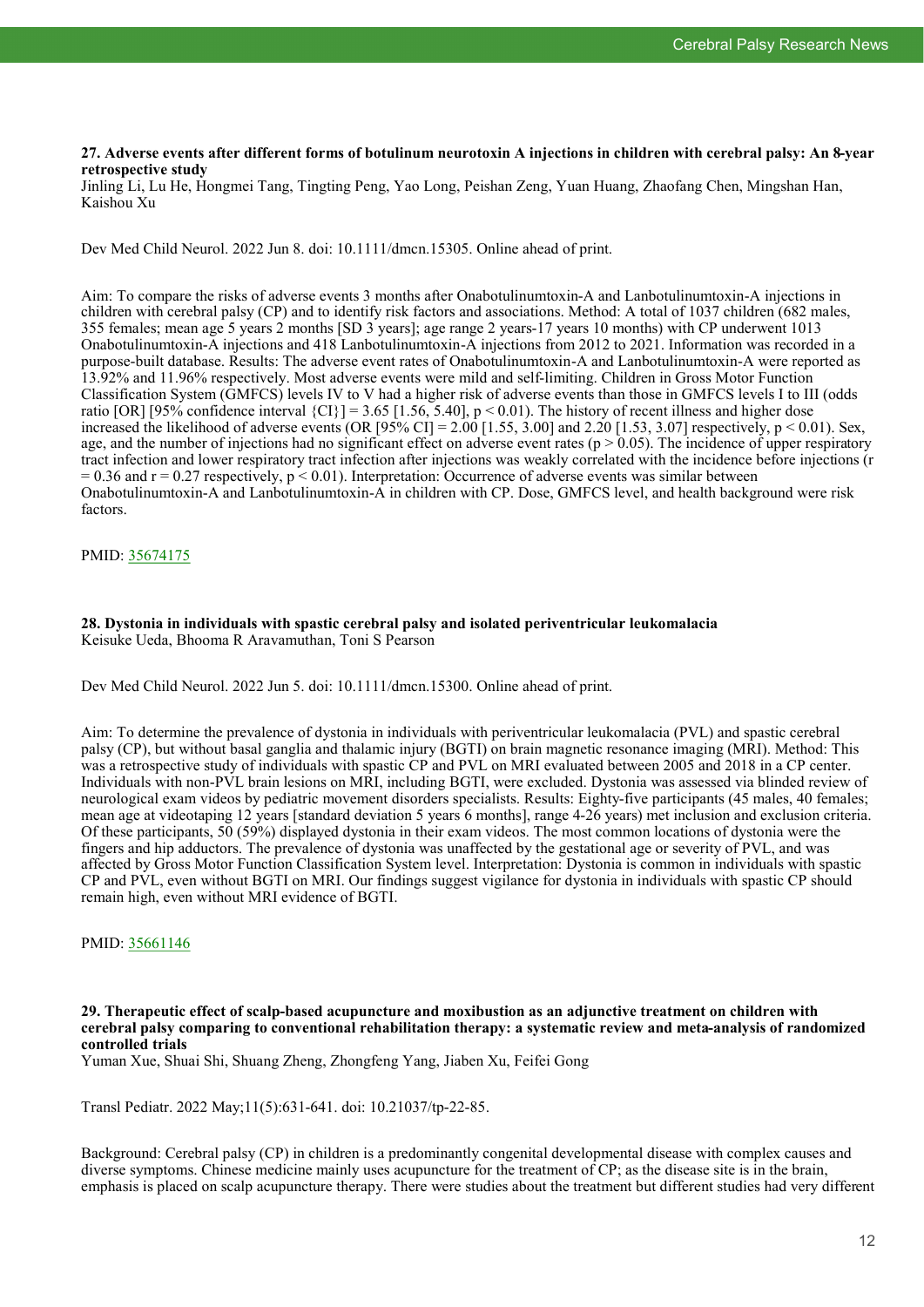**27. Adverse events after different forms of botulinum neurotoxin A injections in children with cerebral palsy: An 8-year retrospective study**
Jinling Li, Lu He, Hongmei Tang, Tingting Peng, Yao Long, Peishan Zeng, Yuan Huang, Zhaofang Chen, Mingshan Han, Kaishou Xu

Dev Med Child Neurol. 2022 Jun 8. doi: 10.1111/dmcn.15305. Online ahead of print.

Aim: To compare the risks of adverse events 3 months after Onabotulinumtoxin-A and Lanbotulinumtoxin-A injections in children with cerebral palsy (CP) and to identify risk factors and associations. Method: A total of 1037 children (682 males, 355 females; mean age 5 years 2 months [SD 3 years]; age range 2 years-17 years 10 months) with CP underwent 1013 Onabotulinumtoxin-A injections and 418 Lanbotulinumtoxin-A injections from 2012 to 2021. Information was recorded in a purpose-built database. Results: The adverse event rates of Onabotulinumtoxin-A and Lanbotulinumtoxin-A were reported as 13.92% and 11.96% respectively. Most adverse events were mild and self-limiting. Children in Gross Motor Function Classification System (GMFCS) levels IV to V had a higher risk of adverse events than those in GMFCS levels I to III (odds ratio [OR] [95% confidence interval {CI}] = 3.65 [1.56, 5.40], $p < 0.01$). The history of recent illness and higher dose increased the likelihood of adverse events (OR [95% CI] = 2.00 [1.55, 3.00] and 2.20 [1.53, 3.07] respectively, $p < 0.01$). Sex, age, and the number of injections had no significant effect on adverse event rates ($p > 0.05$). The incidence of upper respiratory tract infection and lower respiratory tract infection after injections was weakly correlated with the incidence before injections ($r = 0.36$ and $r = 0.27$ respectively, $p < 0.01$). Interpretation: Occurrence of adverse events was similar between Onabotulinumtoxin-A and Lanbotulinumtoxin-A in children with CP. Dose, GMFCS level, and health background were risk factors.

PMID: 35674175

**28. Dystonia in individuals with spastic cerebral palsy and isolated periventricular leukomalacia**
Keisuke Ueda, Bhooma R Aravamuthan, Toni S Pearson

Dev Med Child Neurol. 2022 Jun 5. doi: 10.1111/dmcn.15300. Online ahead of print.

Aim: To determine the prevalence of dystonia in individuals with periventricular leukomalacia (PVL) and spastic cerebral palsy (CP), but without basal ganglia and thalamic injury (BGTI) on brain magnetic resonance imaging (MRI). Method: This was a retrospective study of individuals with spastic CP and PVL on MRI evaluated between 2005 and 2018 in a CP center. Individuals with non-PVL brain lesions on MRI, including BGTI, were excluded. Dystonia was assessed via blinded review of neurological exam videos by pediatric movement disorders specialists. Results: Eighty-five participants (45 males, 40 females; mean age at videotaping 12 years [standard deviation 5 years 6 months], range 4-26 years) met inclusion and exclusion criteria. Of these participants, 50 (59%) displayed dystonia in their exam videos. The most common locations of dystonia were the fingers and hip adductors. The prevalence of dystonia was unaffected by the gestational age or severity of PVL, and was affected by Gross Motor Function Classification System level. Interpretation: Dystonia is common in individuals with spastic CP and PVL, even without BGTI on MRI. Our findings suggest vigilance for dystonia in individuals with spastic CP should remain high, even without MRI evidence of BGTI.

PMID: 35661146

**29. Therapeutic effect of scalp-based acupuncture and moxibustion as an adjunctive treatment on children with cerebral palsy comparing to conventional rehabilitation therapy: a systematic review and meta-analysis of randomized controlled trials**
Yuman Xue, Shuai Shi, Shuang Zheng, Zhongfeng Yang, Jiaben Xu, Feifei Gong

Transl Pediatr. 2022 May;11(5):631-641. doi: 10.21037/tp-22-85.

Background: Cerebral palsy (CP) in children is a predominantly congenital developmental disease with complex causes and diverse symptoms. Chinese medicine mainly uses acupuncture for the treatment of CP; as the disease site is in the brain, emphasis is placed on scalp acupuncture therapy. There were studies about the treatment but different studies had very different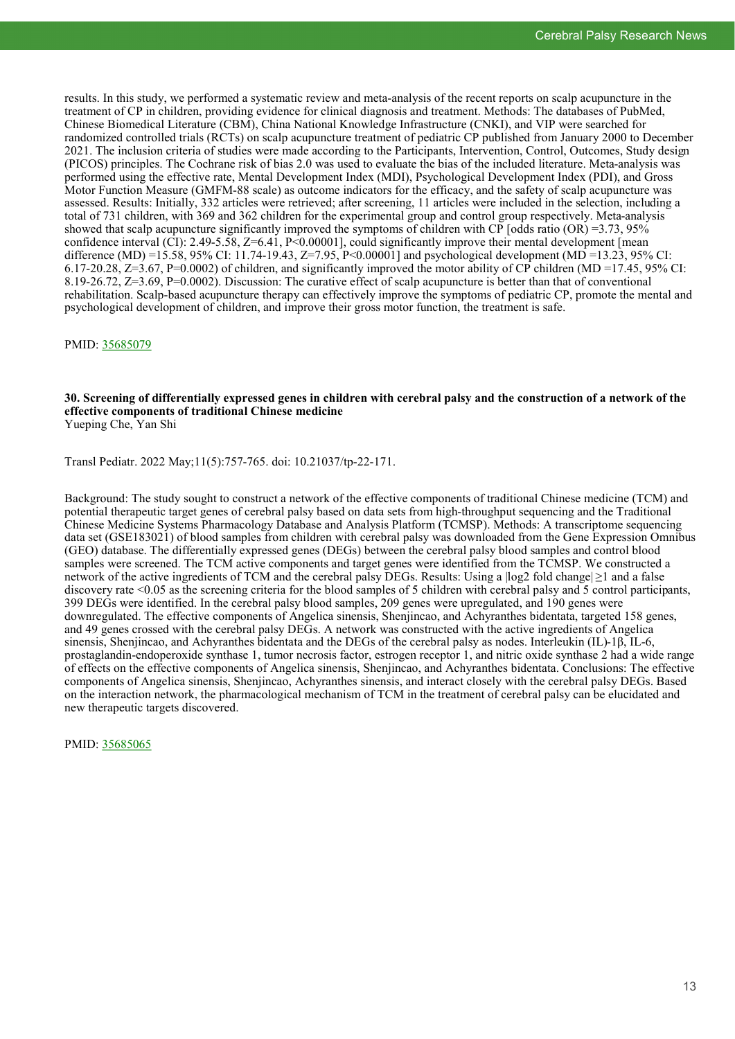results. In this study, we performed a systematic review and meta-analysis of the recent reports on scalp acupuncture in the treatment of CP in children, providing evidence for clinical diagnosis and treatment. Methods: The databases of PubMed, Chinese Biomedical Literature (CBM), China National Knowledge Infrastructure (CNKI), and VIP were searched for randomized controlled trials (RCTs) on scalp acupuncture treatment of pediatric CP published from January 2000 to December 2021. The inclusion criteria of studies were made according to the Participants, Intervention, Control, Outcomes, Study design (PICOS) principles. The Cochrane risk of bias 2.0 was used to evaluate the bias of the included literature. Meta-analysis was performed using the effective rate, Mental Development Index (MDI), Psychological Development Index (PDI), and Gross Motor Function Measure (GMFM-88 scale) as outcome indicators for the efficacy, and the safety of scalp acupuncture was assessed. Results: Initially, 332 articles were retrieved; after screening, 11 articles were included in the selection, including a total of 731 children, with 369 and 362 children for the experimental group and control group respectively. Meta-analysis showed that scalp acupuncture significantly improved the symptoms of children with CP [odds ratio (OR) =3.73, 95% confidence interval (CI): 2.49-5.58, Z=6.41, P<0.00001], could significantly improve their mental development [mean difference (MD) =15.58, 95% CI: 11.74-19.43, Z=7.95, P<0.00001] and psychological development (MD =13.23, 95% CI: 6.17-20.28, Z=3.67, P=0.0002) of children, and significantly improved the motor ability of CP children (MD =17.45, 95% CI: 8.19-26.72, Z=3.69, P=0.0002). Discussion: The curative effect of scalp acupuncture is better than that of conventional rehabilitation. Scalp-based acupuncture therapy can effectively improve the symptoms of pediatric CP, promote the mental and psychological development of children, and improve their gross motor function, the treatment is safe.

PMID: 35685079

**30. Screening of differentially expressed genes in children with cerebral palsy and the construction of a network of the effective components of traditional Chinese medicine**
Yueping Che, Yan Shi

Transl Pediatr. 2022 May;11(5):757-765. doi: 10.21037/tp-22-171.

Background: The study sought to construct a network of the effective components of traditional Chinese medicine (TCM) and potential therapeutic target genes of cerebral palsy based on data sets from high-throughput sequencing and the Traditional Chinese Medicine Systems Pharmacology Database and Analysis Platform (TCMSP). Methods: A transcriptome sequencing data set (GSE183021) of blood samples from children with cerebral palsy was downloaded from the Gene Expression Omnibus (GEO) database. The differentially expressed genes (DEGs) between the cerebral palsy blood samples and control blood samples were screened. The TCM active components and target genes were identified from the TCMSP. We constructed a network of the active ingredients of TCM and the cerebral palsy DEGs. Results: Using a $|\log2 \text{ fold change}| \geq 1$ and a false discovery rate <0.05 as the screening criteria for the blood samples of 5 children with cerebral palsy and 5 control participants, 399 DEGs were identified. In the cerebral palsy blood samples, 209 genes were upregulated, and 190 genes were downregulated. The effective components of Angelica sinensis, Shenjincao, and Achyranthes bidentata, targeted 158 genes, and 49 genes crossed with the cerebral palsy DEGs. A network was constructed with the active ingredients of Angelica sinensis, Shenjincao, and Achyranthes bidentata and the DEGs of the cerebral palsy as nodes. Interleukin (IL)-1β, IL-6, prostaglandin-endoperoxide synthase 1, tumor necrosis factor, estrogen receptor 1, and nitric oxide synthase 2 had a wide range of effects on the effective components of Angelica sinensis, Shenjincao, and Achyranthes bidentata. Conclusions: The effective components of Angelica sinensis, Shenjincao, Achyranthes sinensis, and interact closely with the cerebral palsy DEGs. Based on the interaction network, the pharmacological mechanism of TCM in the treatment of cerebral palsy can be elucidated and new therapeutic targets discovered.

PMID: 35685065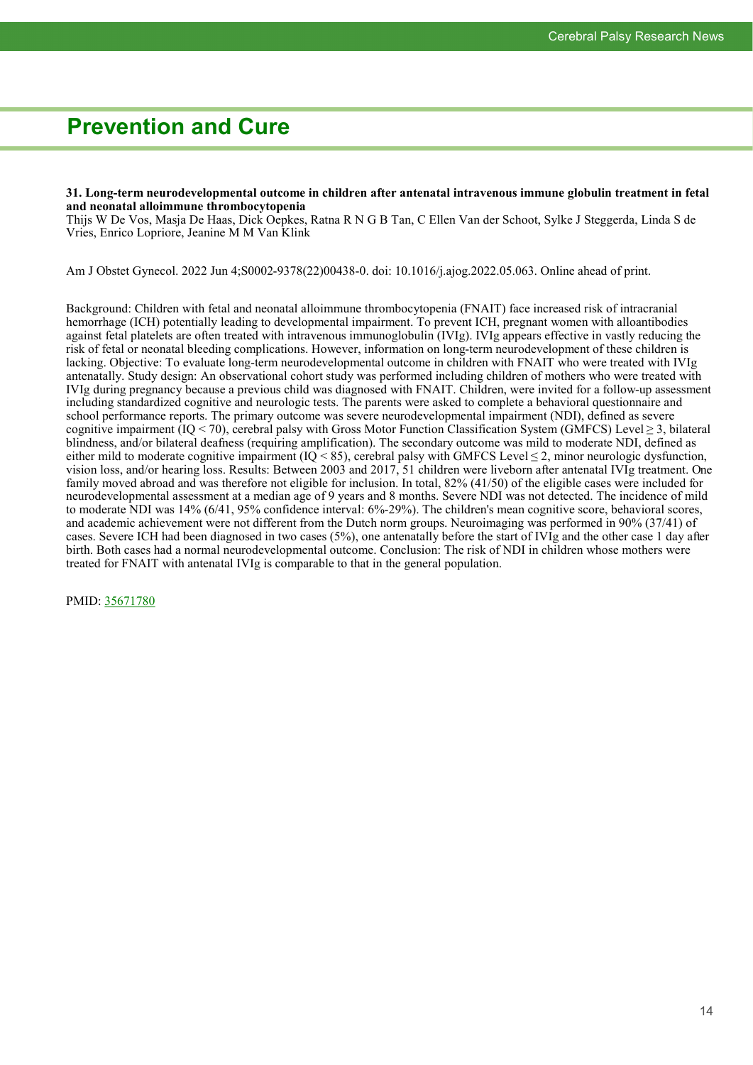# Prevention and Cure

**31. Long-term neurodevelopmental outcome in children after antenatal intravenous immune globulin treatment in fetal and neonatal alloimmune thrombocytopenia**

Thijs W De Vos, Masja De Haas, Dick Oepkes, Ratna R N G B Tan, C Ellen Van der Schoot, Sylke J Steggerda, Linda S de Vries, Enrico Lopriore, Jeanine M M Van Klink

Am J Obstet Gynecol. 2022 Jun 4;S0002-9378(22)00438-0. doi: 10.1016/j.ajog.2022.05.063. Online ahead of print.

Background: Children with fetal and neonatal alloimmune thrombocytopenia (FNAIT) face increased risk of intracranial hemorrhage (ICH) potentially leading to developmental impairment. To prevent ICH, pregnant women with alloantibodies against fetal platelets are often treated with intravenous immunoglobulin (IVIg). IVIg appears effective in vastly reducing the risk of fetal or neonatal bleeding complications. However, information on long-term neurodevelopment of these children is lacking. Objective: To evaluate long-term neurodevelopmental outcome in children with FNAIT who were treated with IVIg antenatally. Study design: An observational cohort study was performed including children of mothers who were treated with IVIg during pregnancy because a previous child was diagnosed with FNAIT. Children, were invited for a follow-up assessment including standardized cognitive and neurologic tests. The parents were asked to complete a behavioral questionnaire and school performance reports. The primary outcome was severe neurodevelopmental impairment (NDI), defined as severe cognitive impairment (IQ < 70), cerebral palsy with Gross Motor Function Classification System (GMFCS) Level ≥ 3, bilateral blindness, and/or bilateral deafness (requiring amplification). The secondary outcome was mild to moderate NDI, defined as either mild to moderate cognitive impairment (IQ < 85), cerebral palsy with GMFCS Level ≤ 2, minor neurologic dysfunction, vision loss, and/or hearing loss. Results: Between 2003 and 2017, 51 children were liveborn after antenatal IVIg treatment. One family moved abroad and was therefore not eligible for inclusion. In total, 82% (41/50) of the eligible cases were included for neurodevelopmental assessment at a median age of 9 years and 8 months. Severe NDI was not detected. The incidence of mild to moderate NDI was 14% (6/41, 95% confidence interval: 6%-29%). The children's mean cognitive score, behavioral scores, and academic achievement were not different from the Dutch norm groups. Neuroimaging was performed in 90% (37/41) of cases. Severe ICH had been diagnosed in two cases (5%), one antenatally before the start of IVIg and the other case 1 day after birth. Both cases had a normal neurodevelopmental outcome. Conclusion: The risk of NDI in children whose mothers were treated for FNAIT with antenatal IVIg is comparable to that in the general population.

PMID: 35671780